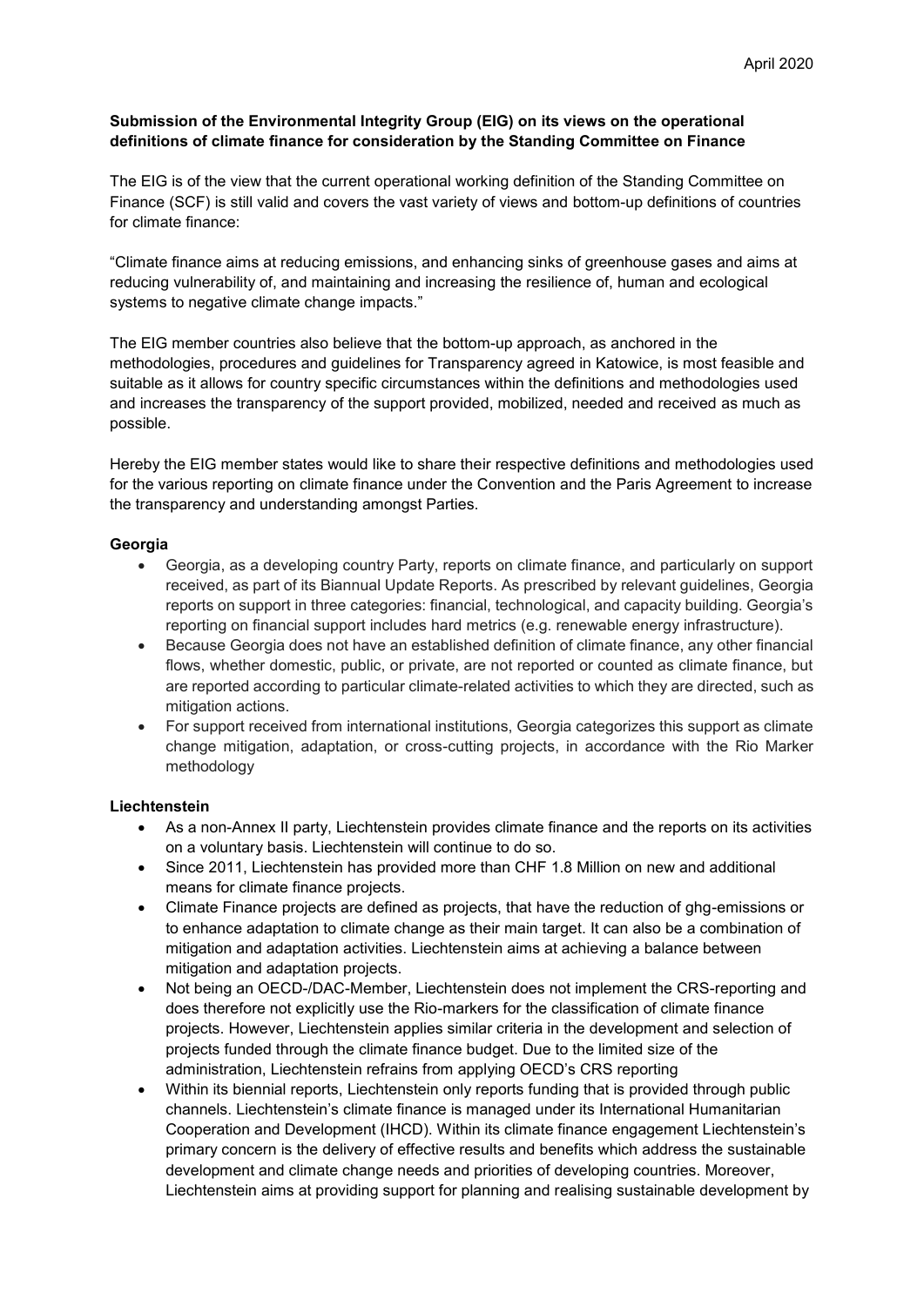April 2020

**Submission of the Environmental Integrity Group (EIG) on its views on the operational definitions of climate finance for consideration by the Standing Committee on Finance**

The EIG is of the view that the current operational working definition of the Standing Committee on Finance (SCF) is still valid and covers the vast variety of views and bottom-up definitions of countries for climate finance:

"Climate finance aims at reducing emissions, and enhancing sinks of greenhouse gases and aims at reducing vulnerability of, and maintaining and increasing the resilience of, human and ecological systems to negative climate change impacts."

The EIG member countries also believe that the bottom-up approach, as anchored in the methodologies, procedures and guidelines for Transparency agreed in Katowice, is most feasible and suitable as it allows for country specific circumstances within the definitions and methodologies used and increases the transparency of the support provided, mobilized, needed and received as much as possible.

Hereby the EIG member states would like to share their respective definitions and methodologies used for the various reporting on climate finance under the Convention and the Paris Agreement to increase the transparency and understanding amongst Parties.

**Georgia**

- Georgia, as a developing country Party, reports on climate finance, and particularly on support received, as part of its Biannual Update Reports. As prescribed by relevant guidelines, Georgia reports on support in three categories: financial, technological, and capacity building. Georgia's reporting on financial support includes hard metrics (e.g. renewable energy infrastructure).
- Because Georgia does not have an established definition of climate finance, any other financial flows, whether domestic, public, or private, are not reported or counted as climate finance, but are reported according to particular climate-related activities to which they are directed, such as mitigation actions.
- For support received from international institutions, Georgia categorizes this support as climate change mitigation, adaptation, or cross-cutting projects, in accordance with the Rio Marker methodology

**Liechtenstein**

- As a non-Annex II party, Liechtenstein provides climate finance and the reports on its activities on a voluntary basis. Liechtenstein will continue to do so.
- Since 2011, Liechtenstein has provided more than CHF 1.8 Million on new and additional means for climate finance projects.
- Climate Finance projects are defined as projects, that have the reduction of ghg-emissions or to enhance adaptation to climate change as their main target. It can also be a combination of mitigation and adaptation activities. Liechtenstein aims at achieving a balance between mitigation and adaptation projects.
- Not being an OECD-/DAC-Member, Liechtenstein does not implement the CRS-reporting and does therefore not explicitly use the Rio-markers for the classification of climate finance projects. However, Liechtenstein applies similar criteria in the development and selection of projects funded through the climate finance budget. Due to the limited size of the administration, Liechtenstein refrains from applying OECD's CRS reporting
- Within its biennial reports, Liechtenstein only reports funding that is provided through public channels. Liechtenstein's climate finance is managed under its International Humanitarian Cooperation and Development (IHCD). Within its climate finance engagement Liechtenstein's primary concern is the delivery of effective results and benefits which address the sustainable development and climate change needs and priorities of developing countries. Moreover, Liechtenstein aims at providing support for planning and realising sustainable development by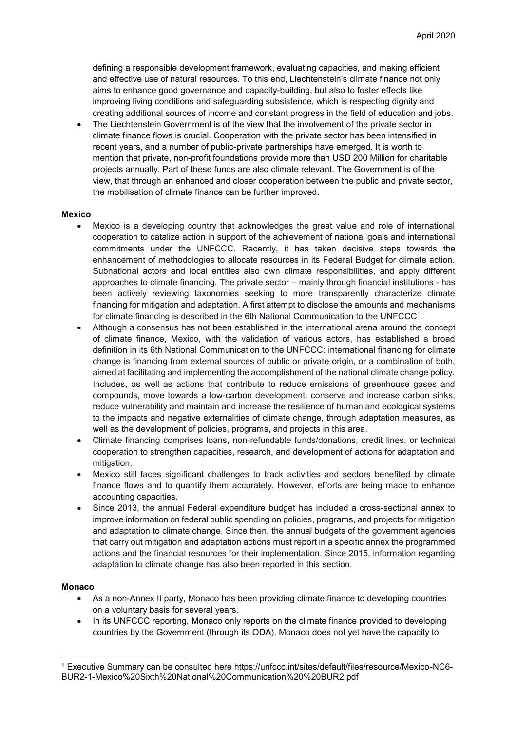defining a responsible development framework, evaluating capacities, and making efficient and effective use of natural resources. To this end, Liechtenstein's climate finance not only aims to enhance good governance and capacity-building, but also to foster effects like improving living conditions and safeguarding subsistence, which is respecting dignity and creating additional sources of income and constant progress in the field of education and jobs.

- The Liechtenstein Government is of the view that the involvement of the private sector in climate finance flows is crucial. Cooperation with the private sector has been intensified in recent years, and a number of public-private partnerships have emerged. It is worth to mention that private, non-profit foundations provide more than USD 200 Million for charitable projects annually. Part of these funds are also climate relevant. The Government is of the view, that through an enhanced and closer cooperation between the public and private sector, the mobilisation of climate finance can be further improved.

**Mexico**

- Mexico is a developing country that acknowledges the great value and role of international cooperation to catalize action in support of the achievement of national goals and international commitments under the UNFCCC. Recently, it has taken decisive steps towards the enhancement of methodologies to allocate resources in its Federal Budget for climate action. Subnational actors and local entities also own climate responsibilities, and apply different approaches to climate financing. The private sector – mainly through financial institutions - has been actively reviewing taxonomies seeking to more transparently characterize climate financing for mitigation and adaptation. A first attempt to disclose the amounts and mechanisms for climate financing is described in the 6th National Communication to the UNFCCC[1].
- Although a consensus has not been established in the international arena around the concept of climate finance, Mexico, with the validation of various actors, has established a broad definition in its 6th National Communication to the UNFCCC: international financing for climate change is financing from external sources of public or private origin, or a combination of both, aimed at facilitating and implementing the accomplishment of the national climate change policy. Includes, as well as actions that contribute to reduce emissions of greenhouse gases and compounds, move towards a low-carbon development, conserve and increase carbon sinks, reduce vulnerability and maintain and increase the resilience of human and ecological systems to the impacts and negative externalities of climate change, through adaptation measures, as well as the development of policies, programs, and projects in this area.
- Climate financing comprises loans, non-refundable funds/donations, credit lines, or technical cooperation to strengthen capacities, research, and development of actions for adaptation and mitigation.
- Mexico still faces significant challenges to track activities and sectors benefited by climate finance flows and to quantify them accurately. However, efforts are being made to enhance accounting capacities.
- Since 2013, the annual Federal expenditure budget has included a cross-sectional annex to improve information on federal public spending on policies, programs, and projects for mitigation and adaptation to climate change. Since then, the annual budgets of the government agencies that carry out mitigation and adaptation actions must report in a specific annex the programmed actions and the financial resources for their implementation. Since 2015, information regarding adaptation to climate change has also been reported in this section.

**Monaco**

- As a non-Annex II party, Monaco has been providing climate finance to developing countries on a voluntary basis for several years.
- In its UNFCCC reporting, Monaco only reports on the climate finance provided to developing countries by the Government (through its ODA). Monaco does not yet have the capacity to

[1] Executive Summary can be consulted here https://unfccc.int/sites/default/files/resource/Mexico-NC6-BUR2-1-Mexico%20Sixth%20National%20Communication%20%20BUR2.pdf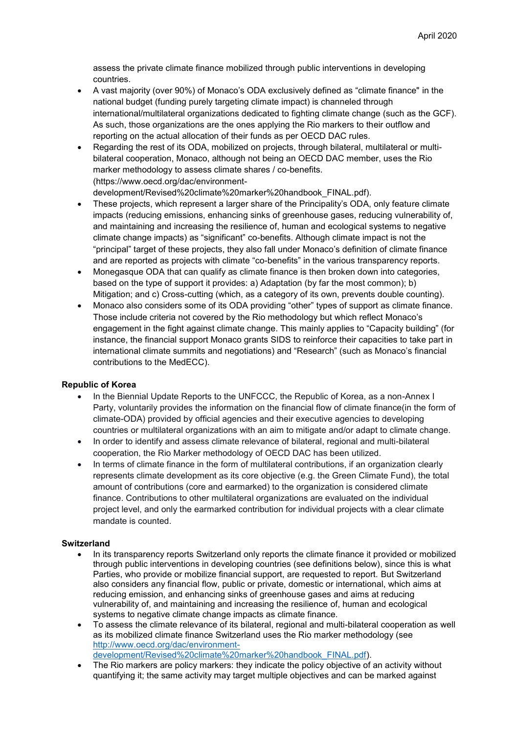assess the private climate finance mobilized through public interventions in developing countries.

- A vast majority (over 90%) of Monaco's ODA exclusively defined as "climate finance" in the national budget (funding purely targeting climate impact) is channeled through international/multilateral organizations dedicated to fighting climate change (such as the GCF). As such, those organizations are the ones applying the Rio markers to their outflow and reporting on the actual allocation of their funds as per OECD DAC rules.
- Regarding the rest of its ODA, mobilized on projects, through bilateral, multilateral or multi-bilateral cooperation, Monaco, although not being an OECD DAC member, uses the Rio marker methodology to assess climate shares / co-benefits. (https://www.oecd.org/dac/environment-development/Revised%20climate%20marker%20handbook_FINAL.pdf).
- These projects, which represent a larger share of the Principality's ODA, only feature climate impacts (reducing emissions, enhancing sinks of greenhouse gases, reducing vulnerability of, and maintaining and increasing the resilience of, human and ecological systems to negative climate change impacts) as "significant" co-benefits. Although climate impact is not the "principal" target of these projects, they also fall under Monaco's definition of climate finance and are reported as projects with climate "co-benefits" in the various transparency reports.
- Monegasque ODA that can qualify as climate finance is then broken down into categories, based on the type of support it provides: a) Adaptation (by far the most common); b) Mitigation; and c) Cross-cutting (which, as a category of its own, prevents double counting).
- Monaco also considers some of its ODA providing "other" types of support as climate finance. Those include criteria not covered by the Rio methodology but which reflect Monaco's engagement in the fight against climate change. This mainly applies to "Capacity building" (for instance, the financial support Monaco grants SIDS to reinforce their capacities to take part in international climate summits and negotiations) and "Research" (such as Monaco's financial contributions to the MedECC).

**Republic of Korea**

- In the Biennial Update Reports to the UNFCCC, the Republic of Korea, as a non-Annex I Party, voluntarily provides the information on the financial flow of climate finance(in the form of climate-ODA) provided by official agencies and their executive agencies to developing countries or multilateral organizations with an aim to mitigate and/or adapt to climate change.
- In order to identify and assess climate relevance of bilateral, regional and multi-bilateral cooperation, the Rio Marker methodology of OECD DAC has been utilized.
- In terms of climate finance in the form of multilateral contributions, if an organization clearly represents climate development as its core objective (e.g. the Green Climate Fund), the total amount of contributions (core and earmarked) to the organization is considered climate finance. Contributions to other multilateral organizations are evaluated on the individual project level, and only the earmarked contribution for individual projects with a clear climate mandate is counted.

**Switzerland**

- In its transparency reports Switzerland only reports the climate finance it provided or mobilized through public interventions in developing countries (see definitions below), since this is what Parties, who provide or mobilize financial support, are requested to report. But Switzerland also considers any financial flow, public or private, domestic or international, which aims at reducing emission, and enhancing sinks of greenhouse gases and aims at reducing vulnerability of, and maintaining and increasing the resilience of, human and ecological systems to negative climate change impacts as climate finance.
- To assess the climate relevance of its bilateral, regional and multi-bilateral cooperation as well as its mobilized climate finance Switzerland uses the Rio marker methodology (see [http://www.oecd.org/dac/environment-development/Revised%20climate%20marker%20handbook_FINAL.pdf](http://www.oecd.org/dac/environment-development/Revised%20climate%20marker%20handbook_FINAL.pdf)).
- The Rio markers are policy markers: they indicate the policy objective of an activity without quantifying it; the same activity may target multiple objectives and can be marked against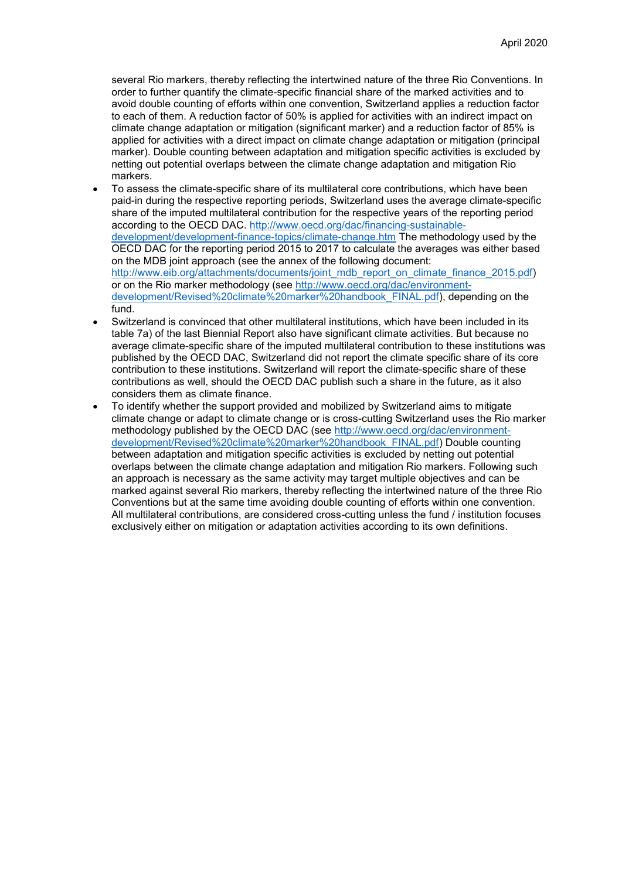several Rio markers, thereby reflecting the intertwined nature of the three Rio Conventions. In order to further quantify the climate-specific financial share of the marked activities and to avoid double counting of efforts within one convention, Switzerland applies a reduction factor to each of them. A reduction factor of 50% is applied for activities with an indirect impact on climate change adaptation or mitigation (significant marker) and a reduction factor of 85% is applied for activities with a direct impact on climate change adaptation or mitigation (principal marker). Double counting between adaptation and mitigation specific activities is excluded by netting out potential overlaps between the climate change adaptation and mitigation Rio markers.

- To assess the climate-specific share of its multilateral core contributions, which have been paid-in during the respective reporting periods, Switzerland uses the average climate-specific share of the imputed multilateral contribution for the respective years of the reporting period according to the OECD DAC. http://www.oecd.org/dac/financing-sustainable-development/development-finance-topics/climate-change.htm The methodology used by the OECD DAC for the reporting period 2015 to 2017 to calculate the averages was either based on the MDB joint approach (see the annex of the following document: http://www.eib.org/attachments/documents/joint_mdb_report_on_climate_finance_2015.pdf) or on the Rio marker methodology (see http://www.oecd.org/dac/environment-development/Revised%20climate%20marker%20handbook_FINAL.pdf), depending on the fund.
- Switzerland is convinced that other multilateral institutions, which have been included in its table 7a) of the last Biennial Report also have significant climate activities. But because no average climate-specific share of the imputed multilateral contribution to these institutions was published by the OECD DAC, Switzerland did not report the climate specific share of its core contribution to these institutions. Switzerland will report the climate-specific share of these contributions as well, should the OECD DAC publish such a share in the future, as it also considers them as climate finance.
- To identify whether the support provided and mobilized by Switzerland aims to mitigate climate change or adapt to climate change or is cross-cutting Switzerland uses the Rio marker methodology published by the OECD DAC (see http://www.oecd.org/dac/environment-development/Revised%20climate%20marker%20handbook_FINAL.pdf) Double counting between adaptation and mitigation specific activities is excluded by netting out potential overlaps between the climate change adaptation and mitigation Rio markers. Following such an approach is necessary as the same activity may target multiple objectives and can be marked against several Rio markers, thereby reflecting the intertwined nature of the three Rio Conventions but at the same time avoiding double counting of efforts within one convention. All multilateral contributions, are considered cross-cutting unless the fund / institution focuses exclusively either on mitigation or adaptation activities according to its own definitions.